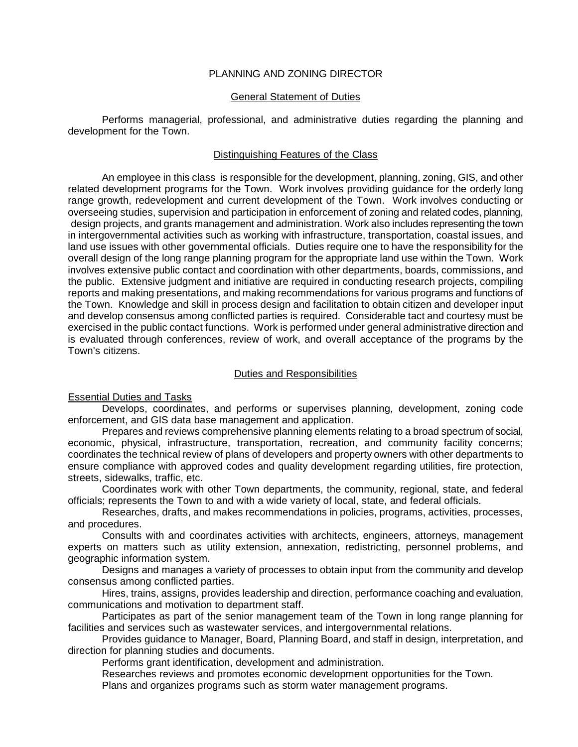# PLANNING AND ZONING DIRECTOR

## General Statement of Duties

Performs managerial, professional, and administrative duties regarding the planning and development for the Town.

## Distinguishing Features of the Class

An employee in this class is responsible for the development, planning, zoning, GIS, and other related development programs for the Town. Work involves providing guidance for the orderly long range growth, redevelopment and current development of the Town. Work involves conducting or overseeing studies, supervision and participation in enforcement of zoning and related codes, planning, design projects, and grants management and administration. Work also includes representing the town in intergovernmental activities such as working with infrastructure, transportation, coastal issues, and land use issues with other governmental officials. Duties require one to have the responsibility for the overall design of the long range planning program for the appropriate land use within the Town. Work involves extensive public contact and coordination with other departments, boards, commissions, and the public. Extensive judgment and initiative are required in conducting research projects, compiling reports and making presentations, and making recommendations for various programs and functions of the Town. Knowledge and skill in process design and facilitation to obtain citizen and developer input and develop consensus among conflicted parties is required. Considerable tact and courtesy must be exercised in the public contact functions. Work is performed under general administrative direction and is evaluated through conferences, review of work, and overall acceptance of the programs by the Town's citizens.

## Duties and Responsibilities

### Essential Duties and Tasks

Develops, coordinates, and performs or supervises planning, development, zoning code enforcement, and GIS data base management and application.

Prepares and reviews comprehensive planning elements relating to a broad spectrum of social, economic, physical, infrastructure, transportation, recreation, and community facility concerns; coordinates the technical review of plans of developers and property owners with other departments to ensure compliance with approved codes and quality development regarding utilities, fire protection, streets, sidewalks, traffic, etc.

Coordinates work with other Town departments, the community, regional, state, and federal officials; represents the Town to and with a wide variety of local, state, and federal officials.

Researches, drafts, and makes recommendations in policies, programs, activities, processes, and procedures.

Consults with and coordinates activities with architects, engineers, attorneys, management experts on matters such as utility extension, annexation, redistricting, personnel problems, and geographic information system.

Designs and manages a variety of processes to obtain input from the community and develop consensus among conflicted parties.

Hires, trains, assigns, provides leadership and direction, performance coaching and evaluation, communications and motivation to department staff.

Participates as part of the senior management team of the Town in long range planning for facilities and services such as wastewater services, and intergovernmental relations.

Provides guidance to Manager, Board, Planning Board, and staff in design, interpretation, and direction for planning studies and documents.

Performs grant identification, development and administration.

Researches reviews and promotes economic development opportunities for the Town.

Plans and organizes programs such as storm water management programs.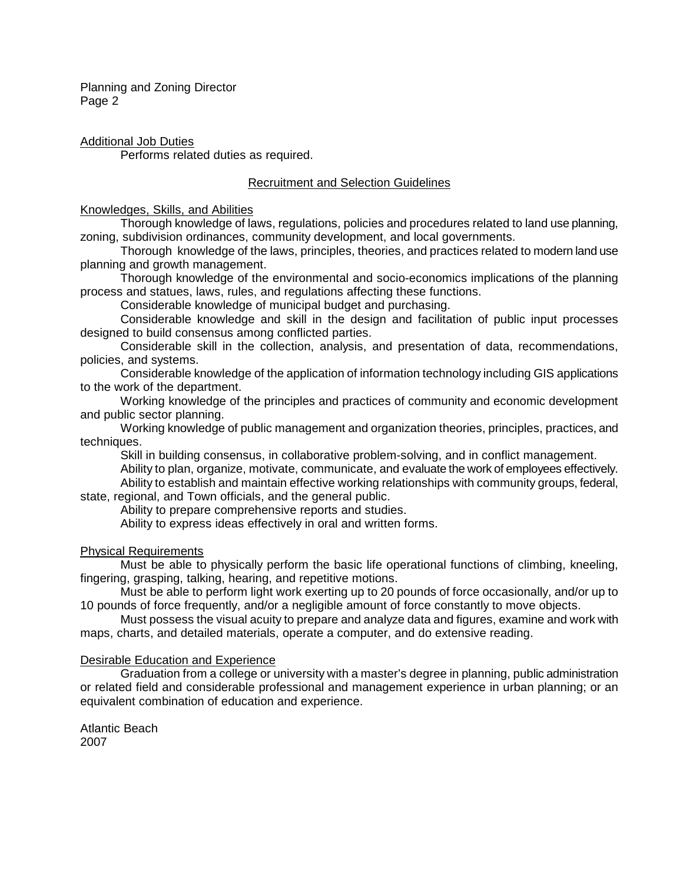Additional Job Duties

Performs related duties as required.

## Recruitment and Selection Guidelines

Knowledges, Skills, and Abilities

Thorough knowledge of laws, regulations, policies and procedures related to land use planning, zoning, subdivision ordinances, community development, and local governments.

Thorough knowledge of the laws, principles, theories, and practices related to modern land use planning and growth management.

Thorough knowledge of the environmental and socio-economics implications of the planning process and statues, laws, rules, and regulations affecting these functions.

Considerable knowledge of municipal budget and purchasing.

Considerable knowledge and skill in the design and facilitation of public input processes designed to build consensus among conflicted parties.

Considerable skill in the collection, analysis, and presentation of data, recommendations, policies, and systems.

Considerable knowledge of the application of information technology including GIS applications to the work of the department.

Working knowledge of the principles and practices of community and economic development and public sector planning.

Working knowledge of public management and organization theories, principles, practices, and techniques.

Skill in building consensus, in collaborative problem-solving, and in conflict management.

Ability to plan, organize, motivate, communicate, and evaluate the work of employees effectively.

Ability to establish and maintain effective working relationships with community groups, federal, state, regional, and Town officials, and the general public.

Ability to prepare comprehensive reports and studies.

Ability to express ideas effectively in oral and written forms.

Physical Requirements

Must be able to physically perform the basic life operational functions of climbing, kneeling, fingering, grasping, talking, hearing, and repetitive motions.

Must be able to perform light work exerting up to 20 pounds of force occasionally, and/or up to 10 pounds of force frequently, and/or a negligible amount of force constantly to move objects.

Must possess the visual acuity to prepare and analyze data and figures, examine and work with maps, charts, and detailed materials, operate a computer, and do extensive reading.

Desirable Education and Experience

Graduation from a college or university with a master's degree in planning, public administration or related field and considerable professional and management experience in urban planning; or an equivalent combination of education and experience.

Atlantic Beach
2007